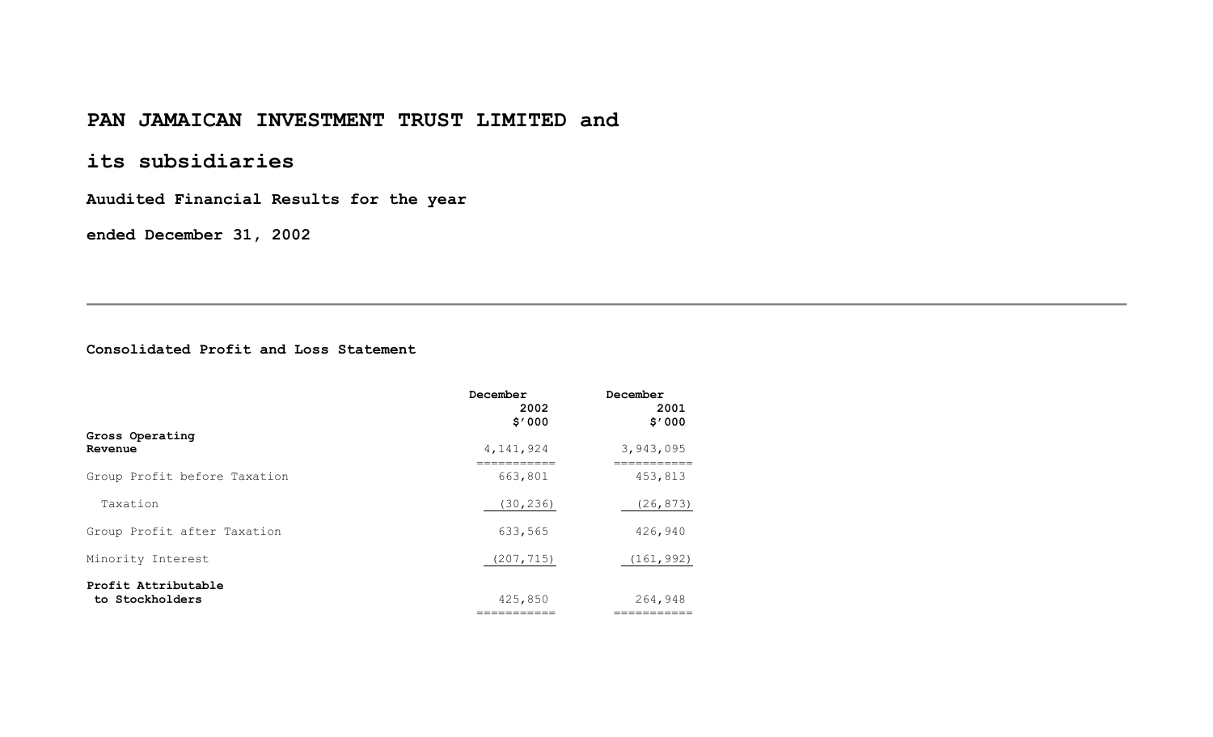# PAN JAMAICAN INVESTMENT TRUST LIMITED and

# its subsidiaries

**Auudited Financial Results for the year**

**ended December 31, 2002**

---

**Consolidated Profit and Loss Statement**

| | December 2002 $'000 | December 2001 $'000 |
|---|---|---|
| **Gross Operating Revenue** | 4,141,924 | 3,943,095 |
| Group Profit before Taxation | 663,801 | 453,813 |
| Taxation | (30,236) | (26,873) |
| Group Profit after Taxation | 633,565 | 426,940 |
| Minority Interest | (207,715) | (161,992) |
| **Profit Attributable to Stockholders** | 425,850 | 264,948 |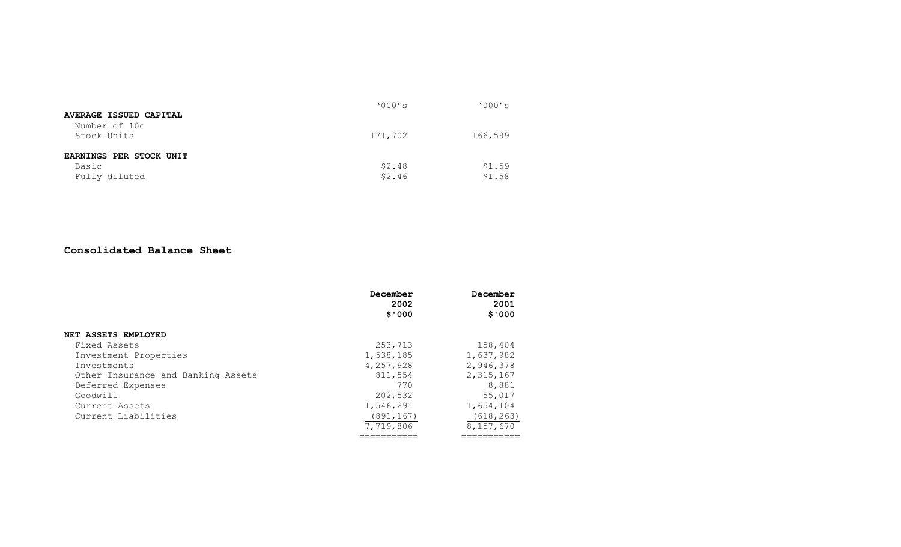| | '000's | '000's |
|---|---|---|
| **AVERAGE ISSUED CAPITAL** | | |
| Number of 10c Stock Units | 171,702 | 166,599 |
| | | |
| **EARNINGS PER STOCK UNIT** | | |
| Basic | \$2.48 | \$1.59 |
| Fully diluted | \$2.46 | \$1.58 |

## Consolidated Balance Sheet

| | **December 2002 \$'000** | **December 2001 \$'000** |
|---|---|---|
| **NET ASSETS EMPLOYED** | | |
| Fixed Assets | 253,713 | 158,404 |
| Investment Properties | 1,538,185 | 1,637,982 |
| Investments | 4,257,928 | 2,946,378 |
| Other Insurance and Banking Assets | 811,554 | 2,315,167 |
| Deferred Expenses | 770 | 8,881 |
| Goodwill | 202,532 | 55,017 |
| Current Assets | 1,546,291 | 1,654,104 |
| Current Liabilities | (891,167) | (618,263) |
| | 7,719,806 | 8,157,670 |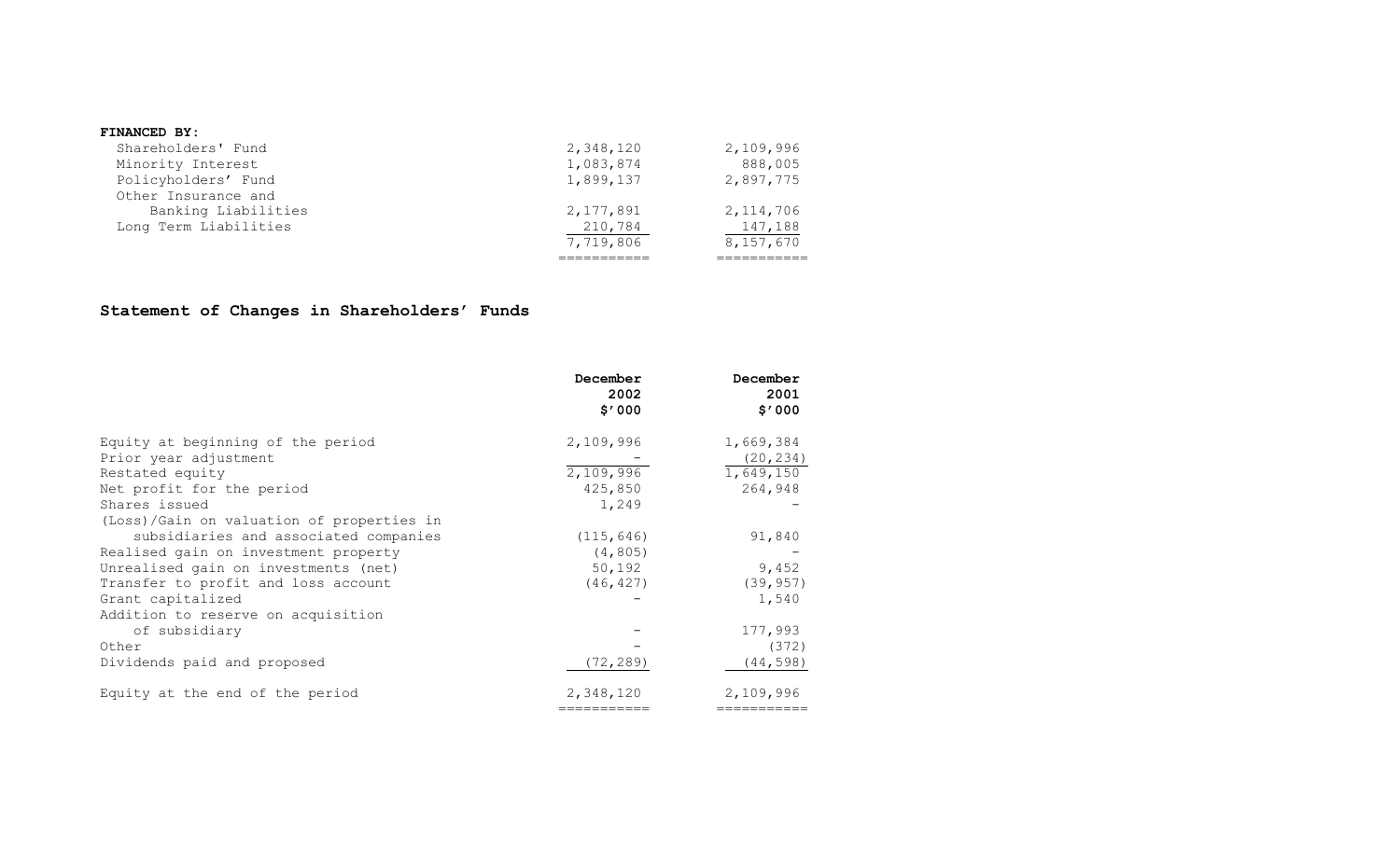**FINANCED BY:**

| | | |
|---|---|---|
| Shareholders' Fund | 2,348,120 | 2,109,996 |
| Minority Interest | 1,083,874 | 888,005 |
| Policyholders' Fund | 1,899,137 | 2,897,775 |
| Other Insurance and Banking Liabilities | 2,177,891 | 2,114,706 |
| Long Term Liabilities | 210,784 | 147,188 |
| | 7,719,806 | 8,157,670 |

## Statement of Changes in Shareholders' Funds

| | December 2002 $'000 | December 2001 $'000 |
|---|---|---|
| Equity at beginning of the period | 2,109,996 | 1,669,384 |
| Prior year adjustment | - | (20,234) |
| Restated equity | 2,109,996 | 1,649,150 |
| Net profit for the period | 425,850 | 264,948 |
| Shares issued | 1,249 | - |
| (Loss)/Gain on valuation of properties in subsidiaries and associated companies | (115,646) | 91,840 |
| Realised gain on investment property | (4,805) | - |
| Unrealised gain on investments (net) | 50,192 | 9,452 |
| Transfer to profit and loss account | (46,427) | (39,957) |
| Grant capitalized | - | 1,540 |
| Addition to reserve on acquisition of subsidiary | - | 177,993 |
| Other | - | (372) |
| Dividends paid and proposed | (72,289) | (44,598) |
| Equity at the end of the period | 2,348,120 | 2,109,996 |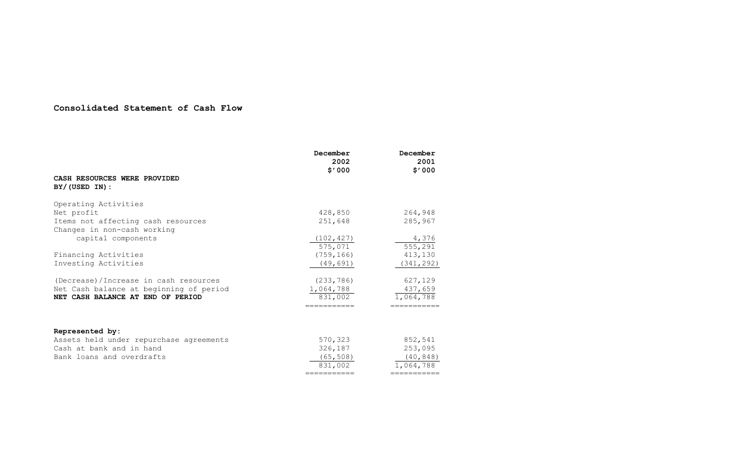## Consolidated Statement of Cash Flow

| | December 2002 $'000 | December 2001 $'000 |
|---|---|---|
| **CASH RESOURCES WERE PROVIDED BY/(USED IN):** | | |
| Operating Activities | | |
| Net profit | 428,850 | 264,948 |
| Items not affecting cash resources | 251,648 | 285,967 |
| Changes in non-cash working capital components | (102,427) | 4,376 |
| | 575,071 | 555,291 |
| Financing Activities | (759,166) | 413,130 |
| Investing Activities | (49,691) | (341,292) |
| (Decrease)/Increase in cash resources | (233,786) | 627,129 |
| Net Cash balance at beginning of period | 1,064,788 | 437,659 |
| **NET CASH BALANCE AT END OF PERIOD** | 831,002 | 1,064,788 |
| **Represented by:** | | |
| Assets held under repurchase agreements | 570,323 | 852,541 |
| Cash at bank and in hand | 326,187 | 253,095 |
| Bank loans and overdrafts | (65,508) | (40,848) |
| | 831,002 | 1,064,788 |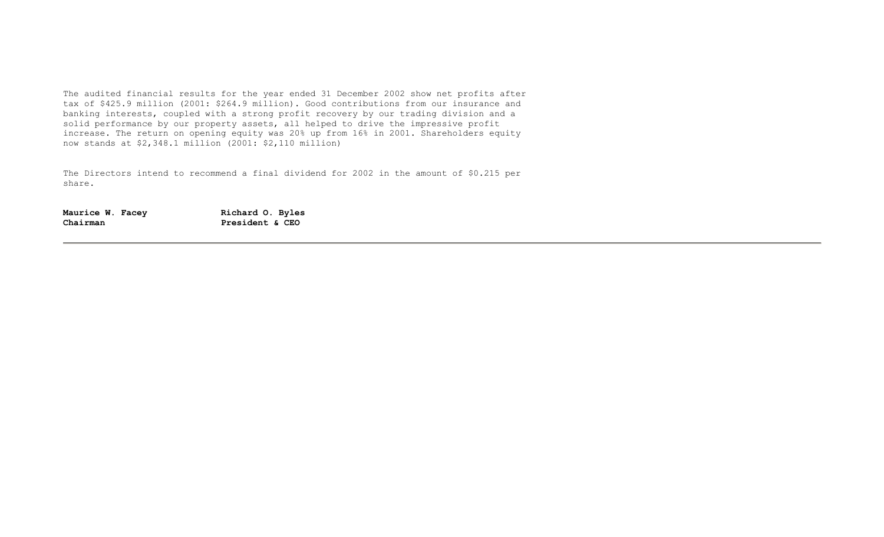The audited financial results for the year ended 31 December 2002 show net profits after tax of $425.9 million (2001: $264.9 million). Good contributions from our insurance and banking interests, coupled with a strong profit recovery by our trading division and a solid performance by our property assets, all helped to drive the impressive profit increase. The return on opening equity was 20% up from 16% in 2001. Shareholders equity now stands at $2,348.1 million (2001: $2,110 million)

The Directors intend to recommend a final dividend for 2002 in the amount of $0.215 per share.

| | |
|---|---|
| **Maurice W. Facey** | **Richard O. Byles** |
| **Chairman** | **President & CEO** |

---